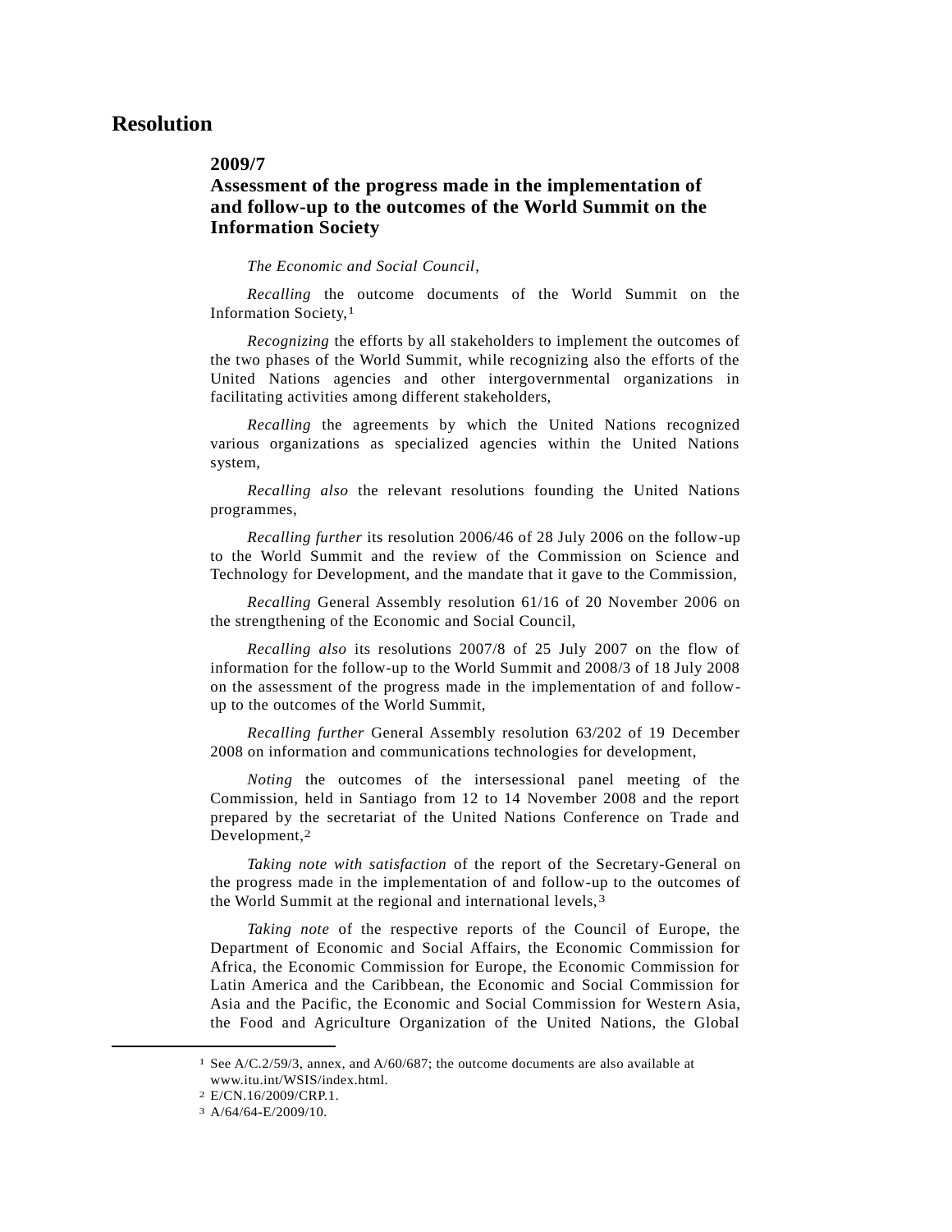# Resolution

## 2009/7

## Assessment of the progress made in the implementation of and follow-up to the outcomes of the World Summit on the Information Society

*The Economic and Social Council*,

*Recalling* the outcome documents of the World Summit on the Information Society,[1]

*Recognizing* the efforts by all stakeholders to implement the outcomes of the two phases of the World Summit, while recognizing also the efforts of the United Nations agencies and other intergovernmental organizations in facilitating activities among different stakeholders,

*Recalling* the agreements by which the United Nations recognized various organizations as specialized agencies within the United Nations system,

*Recalling also* the relevant resolutions founding the United Nations programmes,

*Recalling further* its resolution 2006/46 of 28 July 2006 on the follow-up to the World Summit and the review of the Commission on Science and Technology for Development, and the mandate that it gave to the Commission,

*Recalling* General Assembly resolution 61/16 of 20 November 2006 on the strengthening of the Economic and Social Council,

*Recalling also* its resolutions 2007/8 of 25 July 2007 on the flow of information for the follow-up to the World Summit and 2008/3 of 18 July 2008 on the assessment of the progress made in the implementation of and follow-up to the outcomes of the World Summit,

*Recalling further* General Assembly resolution 63/202 of 19 December 2008 on information and communications technologies for development,

*Noting* the outcomes of the intersessional panel meeting of the Commission, held in Santiago from 12 to 14 November 2008 and the report prepared by the secretariat of the United Nations Conference on Trade and Development,[2]

*Taking note with satisfaction* of the report of the Secretary-General on the progress made in the implementation of and follow-up to the outcomes of the World Summit at the regional and international levels,[3]

*Taking note* of the respective reports of the Council of Europe, the Department of Economic and Social Affairs, the Economic Commission for Africa, the Economic Commission for Europe, the Economic Commission for Latin America and the Caribbean, the Economic and Social Commission for Asia and the Pacific, the Economic and Social Commission for Western Asia, the Food and Agriculture Organization of the United Nations, the Global

---

[1] See A/C.2/59/3, annex, and A/60/687; the outcome documents are also available at www.itu.int/WSIS/index.html.

[2] E/CN.16/2009/CRP.1.

[3] A/64/64-E/2009/10.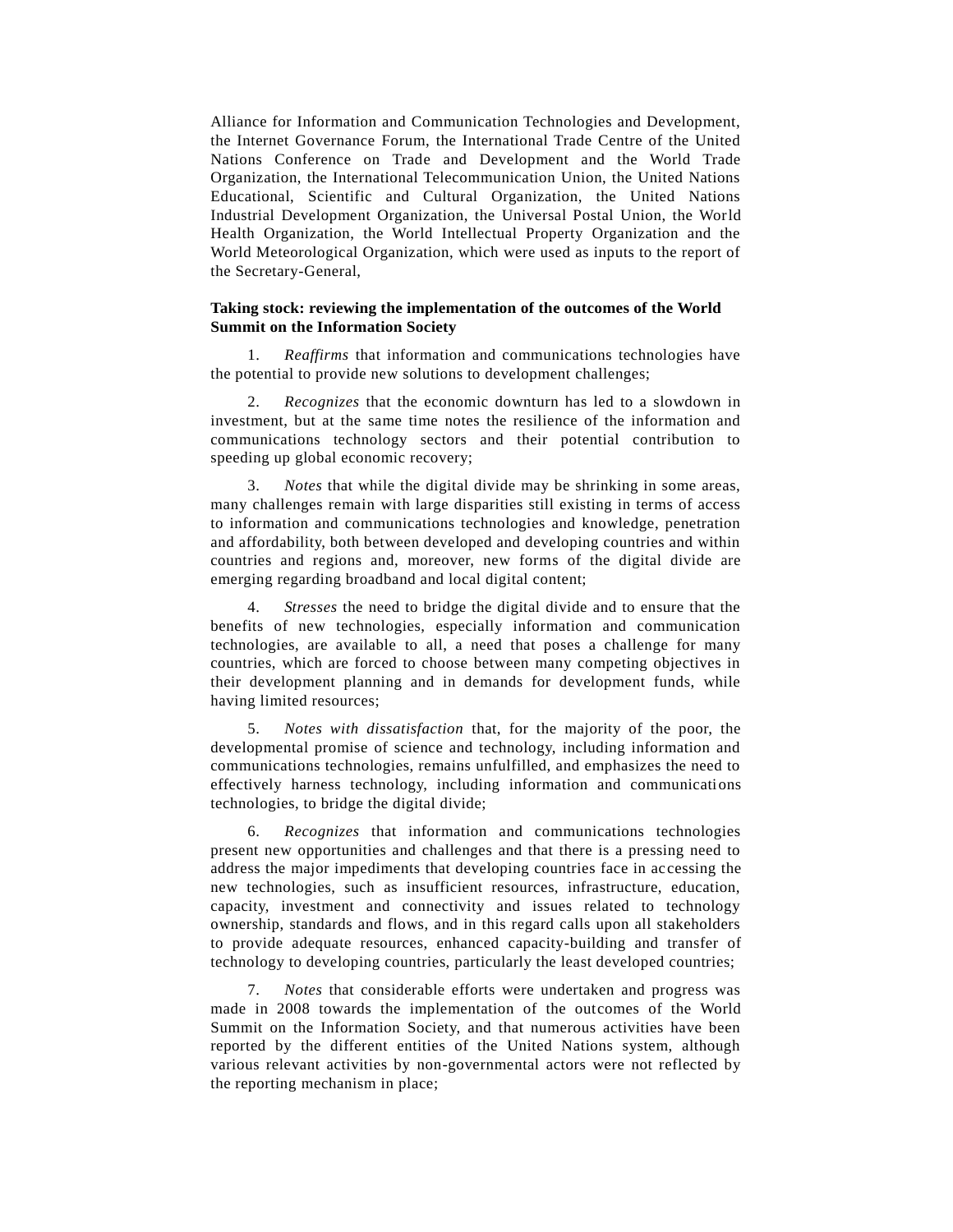Alliance for Information and Communication Technologies and Development, the Internet Governance Forum, the International Trade Centre of the United Nations Conference on Trade and Development and the World Trade Organization, the International Telecommunication Union, the United Nations Educational, Scientific and Cultural Organization, the United Nations Industrial Development Organization, the Universal Postal Union, the World Health Organization, the World Intellectual Property Organization and the World Meteorological Organization, which were used as inputs to the report of the Secretary-General,

**Taking stock: reviewing the implementation of the outcomes of the World Summit on the Information Society**

1. *Reaffirms* that information and communications technologies have the potential to provide new solutions to development challenges;

2. *Recognizes* that the economic downturn has led to a slowdown in investment, but at the same time notes the resilience of the information and communications technology sectors and their potential contribution to speeding up global economic recovery;

3. *Notes* that while the digital divide may be shrinking in some areas, many challenges remain with large disparities still existing in terms of access to information and communications technologies and knowledge, penetration and affordability, both between developed and developing countries and within countries and regions and, moreover, new forms of the digital divide are emerging regarding broadband and local digital content;

4. *Stresses* the need to bridge the digital divide and to ensure that the benefits of new technologies, especially information and communication technologies, are available to all, a need that poses a challenge for many countries, which are forced to choose between many competing objectives in their development planning and in demands for development funds, while having limited resources;

5. *Notes with dissatisfaction* that, for the majority of the poor, the developmental promise of science and technology, including information and communications technologies, remains unfulfilled, and emphasizes the need to effectively harness technology, including information and communications technologies, to bridge the digital divide;

6. *Recognizes* that information and communications technologies present new opportunities and challenges and that there is a pressing need to address the major impediments that developing countries face in accessing the new technologies, such as insufficient resources, infrastructure, education, capacity, investment and connectivity and issues related to technology ownership, standards and flows, and in this regard calls upon all stakeholders to provide adequate resources, enhanced capacity-building and transfer of technology to developing countries, particularly the least developed countries;

7. *Notes* that considerable efforts were undertaken and progress was made in 2008 towards the implementation of the outcomes of the World Summit on the Information Society, and that numerous activities have been reported by the different entities of the United Nations system, although various relevant activities by non-governmental actors were not reflected by the reporting mechanism in place;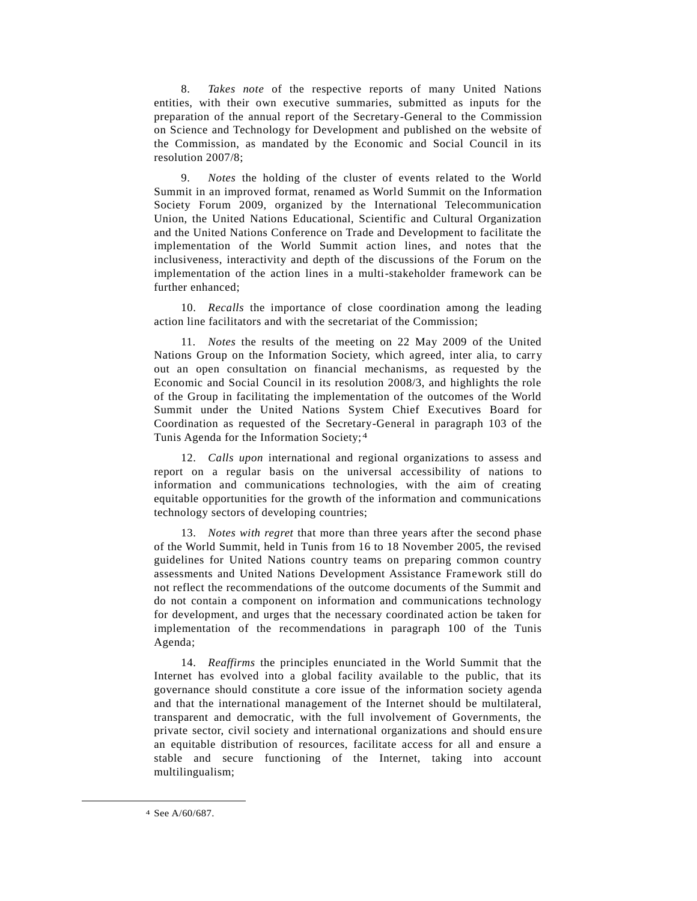8. *Takes note* of the respective reports of many United Nations entities, with their own executive summaries, submitted as inputs for the preparation of the annual report of the Secretary-General to the Commission on Science and Technology for Development and published on the website of the Commission, as mandated by the Economic and Social Council in its resolution 2007/8;

9. *Notes* the holding of the cluster of events related to the World Summit in an improved format, renamed as World Summit on the Information Society Forum 2009, organized by the International Telecommunication Union, the United Nations Educational, Scientific and Cultural Organization and the United Nations Conference on Trade and Development to facilitate the implementation of the World Summit action lines, and notes that the inclusiveness, interactivity and depth of the discussions of the Forum on the implementation of the action lines in a multi-stakeholder framework can be further enhanced;

10. *Recalls* the importance of close coordination among the leading action line facilitators and with the secretariat of the Commission;

11. *Notes* the results of the meeting on 22 May 2009 of the United Nations Group on the Information Society, which agreed, inter alia, to carry out an open consultation on financial mechanisms, as requested by the Economic and Social Council in its resolution 2008/3, and highlights the role of the Group in facilitating the implementation of the outcomes of the World Summit under the United Nations System Chief Executives Board for Coordination as requested of the Secretary-General in paragraph 103 of the Tunis Agenda for the Information Society;[4]

12. *Calls upon* international and regional organizations to assess and report on a regular basis on the universal accessibility of nations to information and communications technologies, with the aim of creating equitable opportunities for the growth of the information and communications technology sectors of developing countries;

13. *Notes with regret* that more than three years after the second phase of the World Summit, held in Tunis from 16 to 18 November 2005, the revised guidelines for United Nations country teams on preparing common country assessments and United Nations Development Assistance Framework still do not reflect the recommendations of the outcome documents of the Summit and do not contain a component on information and communications technology for development, and urges that the necessary coordinated action be taken for implementation of the recommendations in paragraph 100 of the Tunis Agenda;

14. *Reaffirms* the principles enunciated in the World Summit that the Internet has evolved into a global facility available to the public, that its governance should constitute a core issue of the information society agenda and that the international management of the Internet should be multilateral, transparent and democratic, with the full involvement of Governments, the private sector, civil society and international organizations and should ensure an equitable distribution of resources, facilitate access for all and ensure a stable and secure functioning of the Internet, taking into account multilingualism;

---

[4] See A/60/687.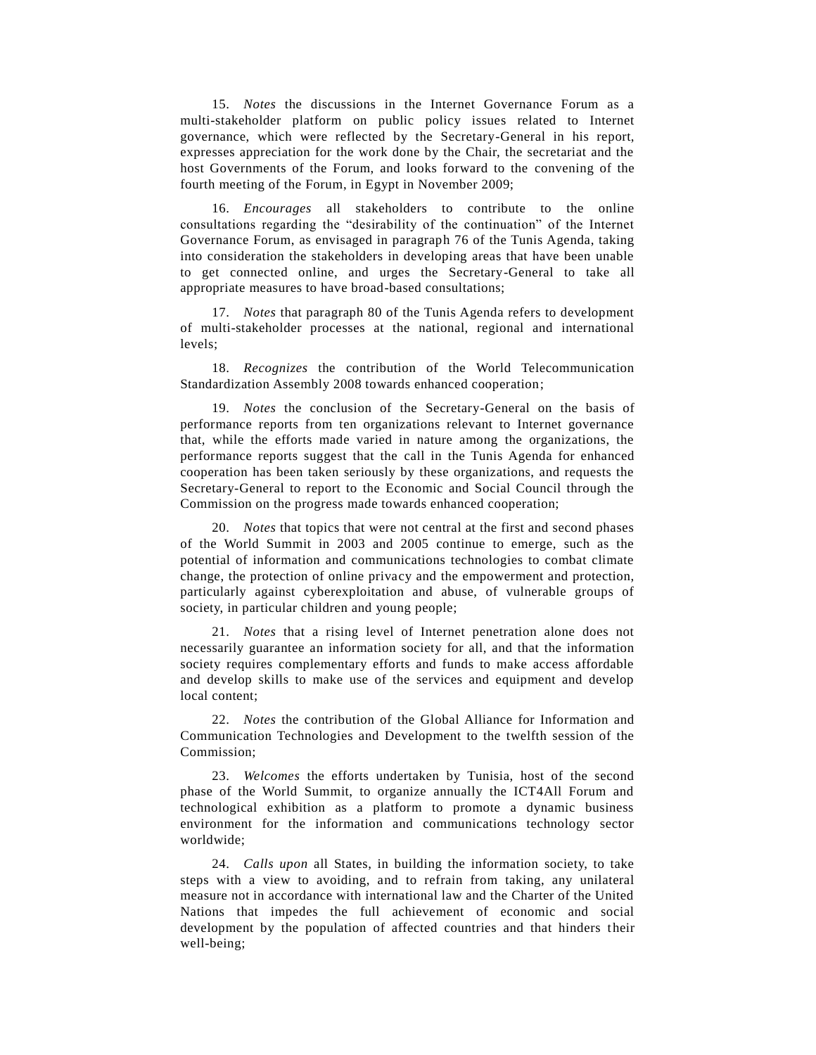15. *Notes* the discussions in the Internet Governance Forum as a multi-stakeholder platform on public policy issues related to Internet governance, which were reflected by the Secretary-General in his report, expresses appreciation for the work done by the Chair, the secretariat and the host Governments of the Forum, and looks forward to the convening of the fourth meeting of the Forum, in Egypt in November 2009;

16. *Encourages* all stakeholders to contribute to the online consultations regarding the "desirability of the continuation" of the Internet Governance Forum, as envisaged in paragraph 76 of the Tunis Agenda, taking into consideration the stakeholders in developing areas that have been unable to get connected online, and urges the Secretary-General to take all appropriate measures to have broad-based consultations;

17. *Notes* that paragraph 80 of the Tunis Agenda refers to development of multi-stakeholder processes at the national, regional and international levels;

18. *Recognizes* the contribution of the World Telecommunication Standardization Assembly 2008 towards enhanced cooperation;

19. *Notes* the conclusion of the Secretary-General on the basis of performance reports from ten organizations relevant to Internet governance that, while the efforts made varied in nature among the organizations, the performance reports suggest that the call in the Tunis Agenda for enhanced cooperation has been taken seriously by these organizations, and requests the Secretary-General to report to the Economic and Social Council through the Commission on the progress made towards enhanced cooperation;

20. *Notes* that topics that were not central at the first and second phases of the World Summit in 2003 and 2005 continue to emerge, such as the potential of information and communications technologies to combat climate change, the protection of online privacy and the empowerment and protection, particularly against cyberexploitation and abuse, of vulnerable groups of society, in particular children and young people;

21. *Notes* that a rising level of Internet penetration alone does not necessarily guarantee an information society for all, and that the information society requires complementary efforts and funds to make access affordable and develop skills to make use of the services and equipment and develop local content;

22. *Notes* the contribution of the Global Alliance for Information and Communication Technologies and Development to the twelfth session of the Commission;

23. *Welcomes* the efforts undertaken by Tunisia, host of the second phase of the World Summit, to organize annually the ICT4All Forum and technological exhibition as a platform to promote a dynamic business environment for the information and communications technology sector worldwide;

24. *Calls upon* all States, in building the information society, to take steps with a view to avoiding, and to refrain from taking, any unilateral measure not in accordance with international law and the Charter of the United Nations that impedes the full achievement of economic and social development by the population of affected countries and that hinders their well-being;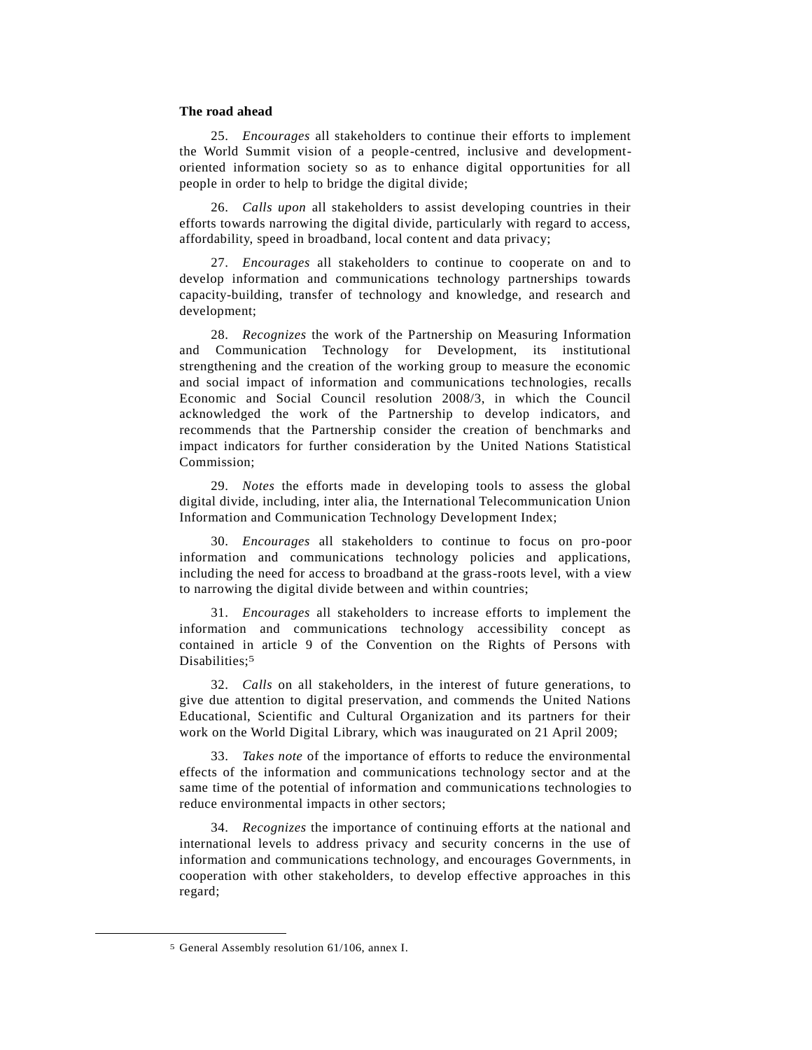**The road ahead**

25. *Encourages* all stakeholders to continue their efforts to implement the World Summit vision of a people-centred, inclusive and development-oriented information society so as to enhance digital opportunities for all people in order to help to bridge the digital divide;

26. *Calls upon* all stakeholders to assist developing countries in their efforts towards narrowing the digital divide, particularly with regard to access, affordability, speed in broadband, local content and data privacy;

27. *Encourages* all stakeholders to continue to cooperate on and to develop information and communications technology partnerships towards capacity-building, transfer of technology and knowledge, and research and development;

28. *Recognizes* the work of the Partnership on Measuring Information and Communication Technology for Development, its institutional strengthening and the creation of the working group to measure the economic and social impact of information and communications technologies, recalls Economic and Social Council resolution 2008/3, in which the Council acknowledged the work of the Partnership to develop indicators, and recommends that the Partnership consider the creation of benchmarks and impact indicators for further consideration by the United Nations Statistical Commission;

29. *Notes* the efforts made in developing tools to assess the global digital divide, including, inter alia, the International Telecommunication Union Information and Communication Technology Development Index;

30. *Encourages* all stakeholders to continue to focus on pro-poor information and communications technology policies and applications, including the need for access to broadband at the grass-roots level, with a view to narrowing the digital divide between and within countries;

31. *Encourages* all stakeholders to increase efforts to implement the information and communications technology accessibility concept as contained in article 9 of the Convention on the Rights of Persons with Disabilities;[5]

32. *Calls* on all stakeholders, in the interest of future generations, to give due attention to digital preservation, and commends the United Nations Educational, Scientific and Cultural Organization and its partners for their work on the World Digital Library, which was inaugurated on 21 April 2009;

33. *Takes note* of the importance of efforts to reduce the environmental effects of the information and communications technology sector and at the same time of the potential of information and communications technologies to reduce environmental impacts in other sectors;

34. *Recognizes* the importance of continuing efforts at the national and international levels to address privacy and security concerns in the use of information and communications technology, and encourages Governments, in cooperation with other stakeholders, to develop effective approaches in this regard;

---

[5] General Assembly resolution 61/106, annex I.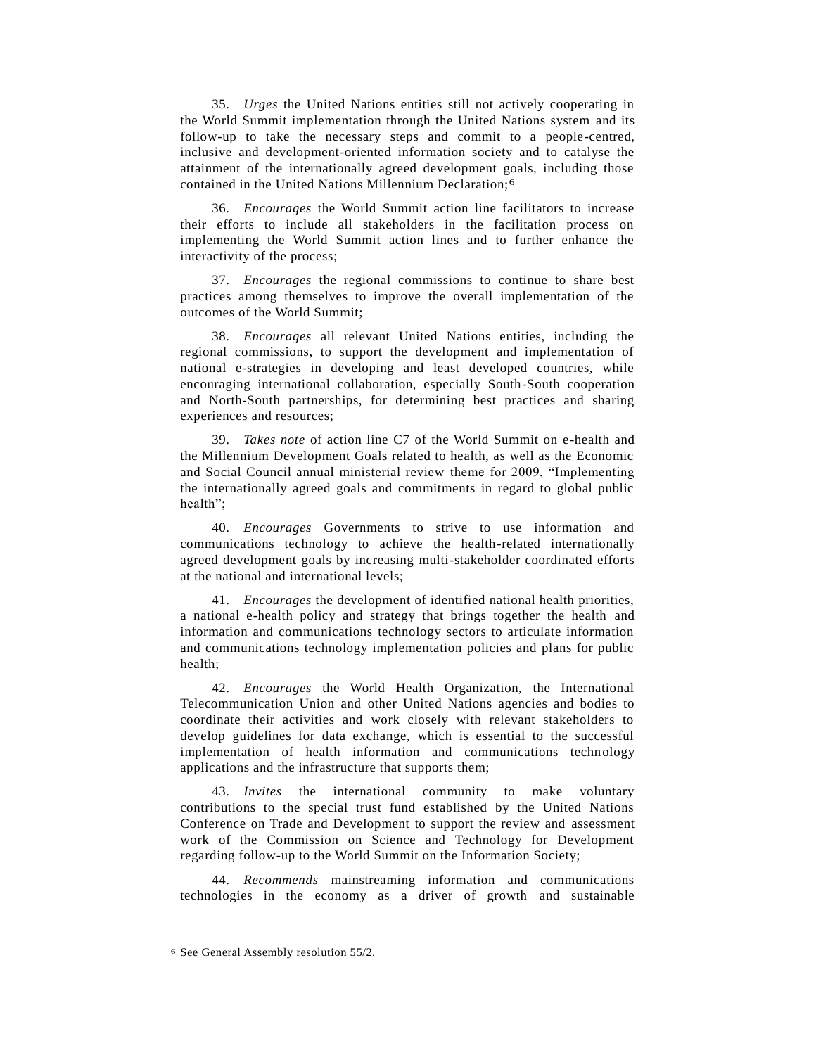35. *Urges* the United Nations entities still not actively cooperating in the World Summit implementation through the United Nations system and its follow-up to take the necessary steps and commit to a people-centred, inclusive and development-oriented information society and to catalyse the attainment of the internationally agreed development goals, including those contained in the United Nations Millennium Declaration;[6]

36. *Encourages* the World Summit action line facilitators to increase their efforts to include all stakeholders in the facilitation process on implementing the World Summit action lines and to further enhance the interactivity of the process;

37. *Encourages* the regional commissions to continue to share best practices among themselves to improve the overall implementation of the outcomes of the World Summit;

38. *Encourages* all relevant United Nations entities, including the regional commissions, to support the development and implementation of national e-strategies in developing and least developed countries, while encouraging international collaboration, especially South-South cooperation and North-South partnerships, for determining best practices and sharing experiences and resources;

39. *Takes note* of action line C7 of the World Summit on e-health and the Millennium Development Goals related to health, as well as the Economic and Social Council annual ministerial review theme for 2009, "Implementing the internationally agreed goals and commitments in regard to global public health";

40. *Encourages* Governments to strive to use information and communications technology to achieve the health-related internationally agreed development goals by increasing multi-stakeholder coordinated efforts at the national and international levels;

41. *Encourages* the development of identified national health priorities, a national e-health policy and strategy that brings together the health and information and communications technology sectors to articulate information and communications technology implementation policies and plans for public health;

42. *Encourages* the World Health Organization, the International Telecommunication Union and other United Nations agencies and bodies to coordinate their activities and work closely with relevant stakeholders to develop guidelines for data exchange, which is essential to the successful implementation of health information and communications technology applications and the infrastructure that supports them;

43. *Invites* the international community to make voluntary contributions to the special trust fund established by the United Nations Conference on Trade and Development to support the review and assessment work of the Commission on Science and Technology for Development regarding follow-up to the World Summit on the Information Society;

44. *Recommends* mainstreaming information and communications technologies in the economy as a driver of growth and sustainable

[6] See General Assembly resolution 55/2.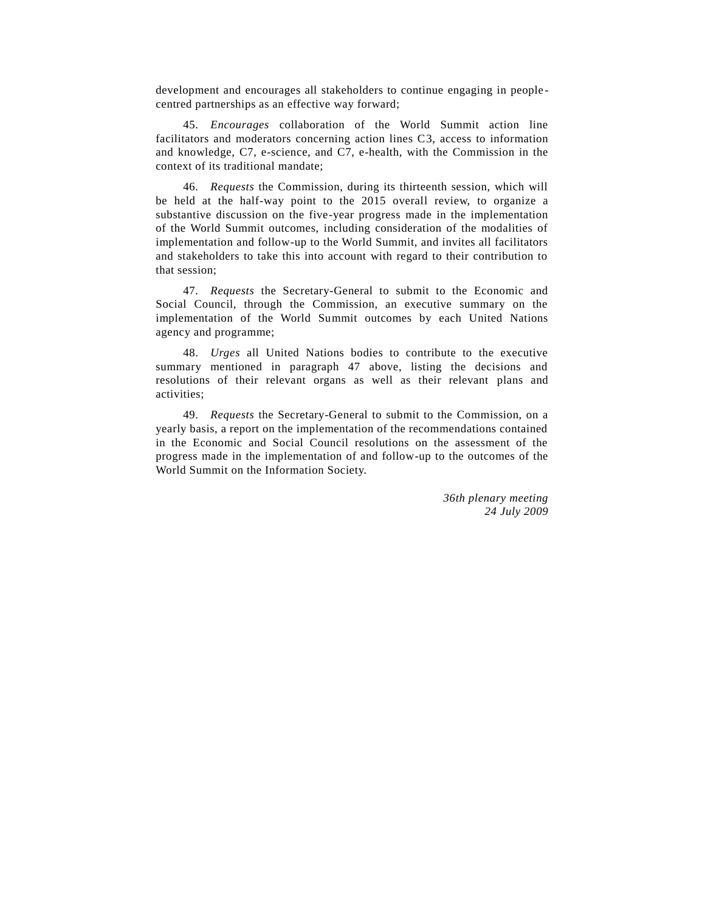development and encourages all stakeholders to continue engaging in people-centred partnerships as an effective way forward;

45. *Encourages* collaboration of the World Summit action line facilitators and moderators concerning action lines C3, access to information and knowledge, C7, e-science, and C7, e-health, with the Commission in the context of its traditional mandate;

46. *Requests* the Commission, during its thirteenth session, which will be held at the half-way point to the 2015 overall review, to organize a substantive discussion on the five-year progress made in the implementation of the World Summit outcomes, including consideration of the modalities of implementation and follow-up to the World Summit, and invites all facilitators and stakeholders to take this into account with regard to their contribution to that session;

47. *Requests* the Secretary-General to submit to the Economic and Social Council, through the Commission, an executive summary on the implementation of the World Summit outcomes by each United Nations agency and programme;

48. *Urges* all United Nations bodies to contribute to the executive summary mentioned in paragraph 47 above, listing the decisions and resolutions of their relevant organs as well as their relevant plans and activities;

49. *Requests* the Secretary-General to submit to the Commission, on a yearly basis, a report on the implementation of the recommendations contained in the Economic and Social Council resolutions on the assessment of the progress made in the implementation of and follow-up to the outcomes of the World Summit on the Information Society.

*36th plenary meeting*
*24 July 2009*